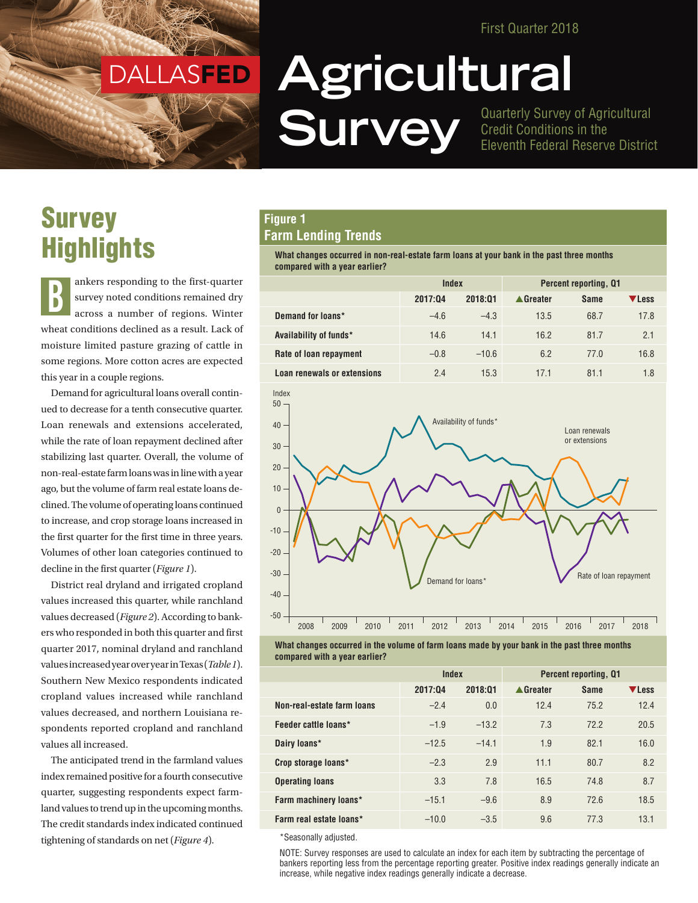First Quarter 2018

DALLASFED

# Agricultural Survey

Quarterly Survey of Agricultural Credit Conditions in the Eleventh Federal Reserve District

## Survey Highlights

Bankers responding to the first-quarter survey noted conditions remained dry across a number of regions. Winter wheat conditions declined as a result. Lack of moisture limited pasture grazing of cattle in some regions. More cotton acres are expected this year in a couple regions.

Demand for agricultural loans overall continued to decrease for a tenth consecutive quarter. Loan renewals and extensions accelerated, while the rate of loan repayment declined after stabilizing last quarter. Overall, the volume of non-real-estate farm loans was in line with a year ago, but the volume of farm real estate loans declined. The volume of operating loans continued to increase, and crop storage loans increased in the first quarter for the first time in three years. Volumes of other loan categories continued to decline in the first quarter (*Figure 1*).

District real dryland and irrigated cropland values increased this quarter, while ranchland values decreased (*Figure 2*). According to bankers who responded in both this quarter and first quarter 2017, nominal dryland and ranchland values increased year over year in Texas (*Table 1*). Southern New Mexico respondents indicated cropland values increased while ranchland values decreased, and northern Louisiana respondents reported cropland and ranchland values all increased.

The anticipated trend in the farmland values index remained positive for a fourth consecutive quarter, suggesting respondents expect farmland values to trend up in the upcoming months. The credit standards index indicated continued tightening of standards on net (*Figure 4*).

### Figure 1
### Farm Lending Trends

**What changes occurred in non-real-estate farm loans at your bank in the past three months compared with a year earlier?**

| | Index | | Percent reporting, Q1 | | |
|---|---|---|---|---|---|
| | 2017:Q4 | 2018:Q1 | ▲Greater | Same | ▼Less |
| Demand for loans* | –4.6 | –4.3 | 13.5 | 68.7 | 17.8 |
| Availability of funds* | 14.6 | 14.1 | 16.2 | 81.7 | 2.1 |
| Rate of loan repayment | –0.8 | –10.6 | 6.2 | 77.0 | 16.8 |
| Loan renewals or extensions | 2.4 | 15.3 | 17.1 | 81.1 | 1.8 |

Index
50
40
30
20
10
0
-10
-20
-30
-40
-50
2008 2009 2010 2011 2012 2013 2014 2015 2016 2017 2018
Availability of funds*
Loan renewals or extensions
Demand for loans*
Rate of loan repayment

**What changes occurred in the volume of farm loans made by your bank in the past three months compared with a year earlier?**

| | Index | | Percent reporting, Q1 | | |
|---|---|---|---|---|---|
| | 2017:Q4 | 2018:Q1 | ▲Greater | Same | ▼Less |
| Non-real-estate farm loans | –2.4 | 0.0 | 12.4 | 75.2 | 12.4 |
| Feeder cattle loans* | –1.9 | –13.2 | 7.3 | 72.2 | 20.5 |
| Dairy loans* | –12.5 | –14.1 | 1.9 | 82.1 | 16.0 |
| Crop storage loans* | –2.3 | 2.9 | 11.1 | 80.7 | 8.2 |
| Operating loans | 3.3 | 7.8 | 16.5 | 74.8 | 8.7 |
| Farm machinery loans* | –15.1 | –9.6 | 8.9 | 72.6 | 18.5 |
| Farm real estate loans* | –10.0 | –3.5 | 9.6 | 77.3 | 13.1 |

*Seasonally adjusted.

NOTE: Survey responses are used to calculate an index for each item by subtracting the percentage of bankers reporting less from the percentage reporting greater. Positive index readings generally indicate an increase, while negative index readings generally indicate a decrease.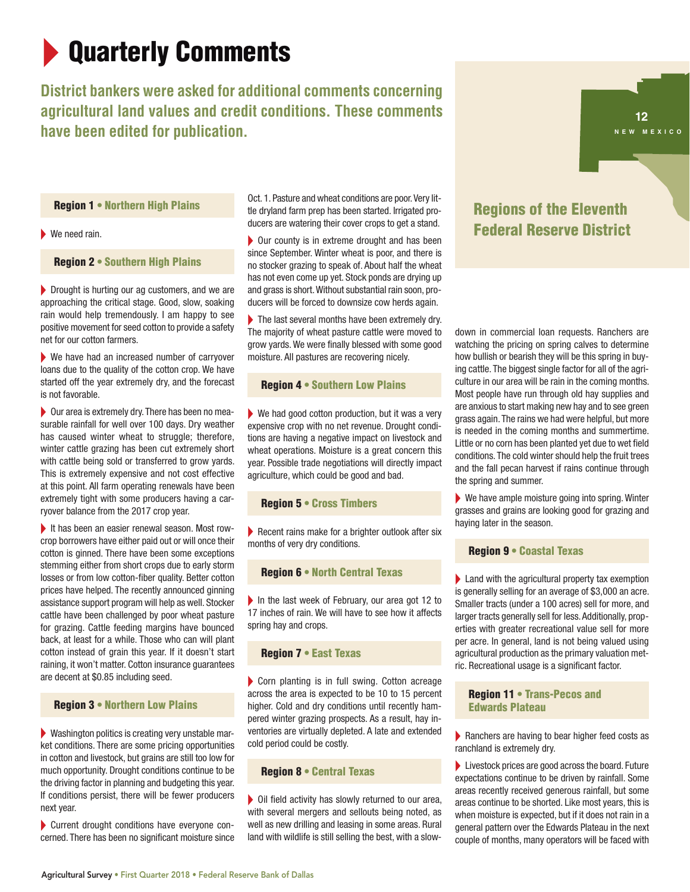# Quarterly Comments

**District bankers were asked for additional comments concerning agricultural land values and credit conditions. These comments have been edited for publication.**

## Region 1 • Northern High Plains

- We need rain.

## Region 2 • Southern High Plains

- Drought is hurting our ag customers, and we are approaching the critical stage. Good, slow, soaking rain would help tremendously. I am happy to see positive movement for seed cotton to provide a safety net for our cotton farmers.

- We have had an increased number of carryover loans due to the quality of the cotton crop. We have started off the year extremely dry, and the forecast is not favorable.

- Our area is extremely dry. There has been no measurable rainfall for well over 100 days. Dry weather has caused winter wheat to struggle; therefore, winter cattle grazing has been cut extremely short with cattle being sold or transferred to grow yards. This is extremely expensive and not cost effective at this point. All farm operating renewals have been extremely tight with some producers having a carryover balance from the 2017 crop year.

- It has been an easier renewal season. Most row-crop borrowers have either paid out or will once their cotton is ginned. There have been some exceptions stemming either from short crops due to early storm losses or from low cotton-fiber quality. Better cotton prices have helped. The recently announced ginning assistance support program will help as well. Stocker cattle have been challenged by poor wheat pasture for grazing. Cattle feeding margins have bounced back, at least for a while. Those who can will plant cotton instead of grain this year. If it doesn't start raining, it won't matter. Cotton insurance guarantees are decent at $0.85 including seed.

## Region 3 • Northern Low Plains

- Washington politics is creating very unstable market conditions. There are some pricing opportunities in cotton and livestock, but grains are still too low for much opportunity. Drought conditions continue to be the driving factor in planning and budgeting this year. If conditions persist, there will be fewer producers next year.

- Current drought conditions have everyone concerned. There has been no significant moisture since Oct. 1. Pasture and wheat conditions are poor. Very little dryland farm prep has been started. Irrigated producers are watering their cover crops to get a stand.

- Our county is in extreme drought and has been since September. Winter wheat is poor, and there is no stocker grazing to speak of. About half the wheat has not even come up yet. Stock ponds are drying up and grass is short. Without substantial rain soon, producers will be forced to downsize cow herds again.

- The last several months have been extremely dry. The majority of wheat pasture cattle were moved to grow yards. We were finally blessed with some good moisture. All pastures are recovering nicely.

## Region 4 • Southern Low Plains

- We had good cotton production, but it was a very expensive crop with no net revenue. Drought conditions are having a negative impact on livestock and wheat operations. Moisture is a great concern this year. Possible trade negotiations will directly impact agriculture, which could be good and bad.

## Region 5 • Cross Timbers

- Recent rains make for a brighter outlook after six months of very dry conditions.

## Region 6 • North Central Texas

- In the last week of February, our area got 12 to 17 inches of rain. We will have to see how it affects spring hay and crops.

## Region 7 • East Texas

- Corn planting is in full swing. Cotton acreage across the area is expected to be 10 to 15 percent higher. Cold and dry conditions until recently hampered winter grazing prospects. As a result, hay inventories are virtually depleted. A late and extended cold period could be costly.

## Region 8 • Central Texas

- Oil field activity has slowly returned to our area, with several mergers and sellouts being noted, as well as new drilling and leasing in some areas. Rural land with wildlife is still selling the best, with a slowdown in commercial loan requests. Ranchers are watching the pricing on spring calves to determine how bullish or bearish they will be this spring in buying cattle. The biggest single factor for all of the agriculture in our area will be rain in the coming months. Most people have run through old hay supplies and are anxious to start making new hay and to see green grass again. The rains we had were helpful, but more is needed in the coming months and summertime. Little or no corn has been planted yet due to wet field conditions. The cold winter should help the fruit trees and the fall pecan harvest if rains continue through the spring and summer.

- We have ample moisture going into spring. Winter grasses and grains are looking good for grazing and haying later in the season.

## Region 9 • Coastal Texas

- Land with the agricultural property tax exemption is generally selling for an average of $3,000 an acre. Smaller tracts (under a 100 acres) sell for more, and larger tracts generally sell for less. Additionally, properties with greater recreational value sell for more per acre. In general, land is not being valued using agricultural production as the primary valuation metric. Recreational usage is a significant factor.

## Region 11 • Trans-Pecos and Edwards Plateau

- Ranchers are having to bear higher feed costs as ranchland is extremely dry.

- Livestock prices are good across the board. Future expectations continue to be driven by rainfall. Some areas recently received generous rainfall, but some areas continue to be shorted. Like most years, this is when moisture is expected, but if it does not rain in a general pattern over the Edwards Plateau in the next couple of months, many operators will be faced with

## Regions of the Eleventh Federal Reserve District

12

NEW MEXICO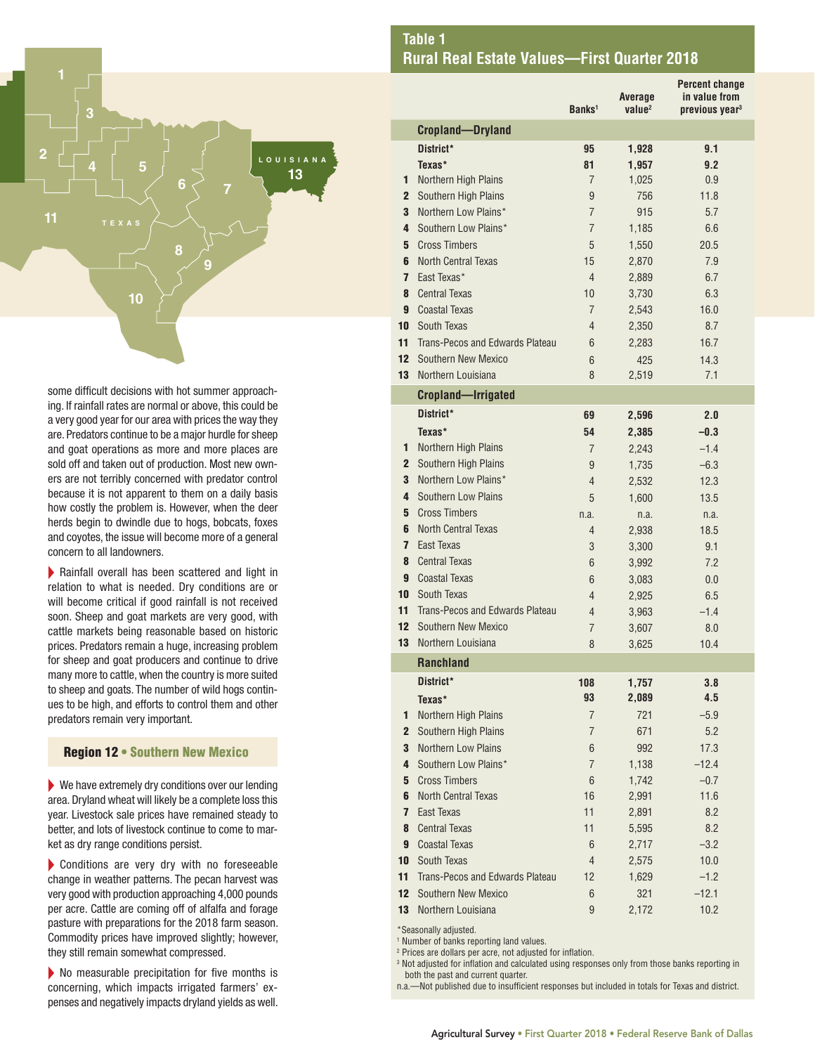some difficult decisions with hot summer approaching. If rainfall rates are normal or above, this could be a very good year for our area with prices the way they are. Predators continue to be a major hurdle for sheep and goat operations as more and more places are sold off and taken out of production. Most new owners are not terribly concerned with predator control because it is not apparent to them on a daily basis how costly the problem is. However, when the deer herds begin to dwindle due to hogs, bobcats, foxes and coyotes, the issue will become more of a general concern to all landowners.

- Rainfall overall has been scattered and light in relation to what is needed. Dry conditions are or will become critical if good rainfall is not received soon. Sheep and goat markets are very good, with cattle markets being reasonable based on historic prices. Predators remain a huge, increasing problem for sheep and goat producers and continue to drive many more to cattle, when the country is more suited to sheep and goats. The number of wild hogs continues to be high, and efforts to control them and other predators remain very important.

## Region 12 • Southern New Mexico

- We have extremely dry conditions over our lending area. Dryland wheat will likely be a complete loss this year. Livestock sale prices have remained steady to better, and lots of livestock continue to come to market as dry range conditions persist.

- Conditions are very dry with no foreseeable change in weather patterns. The pecan harvest was very good with production approaching 4,000 pounds per acre. Cattle are coming off of alfalfa and forage pasture with preparations for the 2018 farm season. Commodity prices have improved slightly; however, they still remain somewhat compressed.

- No measurable precipitation for five months is concerning, which impacts irrigated farmers' expenses and negatively impacts dryland yields as well.

## Table 1
## Rural Real Estate Values—First Quarter 2018

| | | Banks[1] | Average value[2] | Percent change in value from previous year[3] |
|---|---|---|---|---|
| | **Cropland—Dryland** | | | |
| | **District*** | **95** | **1,928** | **9.1** |
| | **Texas*** | **81** | **1,957** | **9.2** |
| 1 | Northern High Plains | 7 | 1,025 | 0.9 |
| 2 | Southern High Plains | 9 | 756 | 11.8 |
| 3 | Northern Low Plains* | 7 | 915 | 5.7 |
| 4 | Southern Low Plains* | 7 | 1,185 | 6.6 |
| 5 | Cross Timbers | 5 | 1,550 | 20.5 |
| 6 | North Central Texas | 15 | 2,870 | 7.9 |
| 7 | East Texas* | 4 | 2,889 | 6.7 |
| 8 | Central Texas | 10 | 3,730 | 6.3 |
| 9 | Coastal Texas | 7 | 2,543 | 16.0 |
| 10 | South Texas | 4 | 2,350 | 8.7 |
| 11 | Trans-Pecos and Edwards Plateau | 6 | 2,283 | 16.7 |
| 12 | Southern New Mexico | 6 | 425 | 14.3 |
| 13 | Northern Louisiana | 8 | 2,519 | 7.1 |
| | **Cropland—Irrigated** | | | |
| | **District*** | **69** | **2,596** | **2.0** |
| | **Texas*** | **54** | **2,385** | **–0.3** |
| 1 | Northern High Plains | 7 | 2,243 | –1.4 |
| 2 | Southern High Plains | 9 | 1,735 | –6.3 |
| 3 | Northern Low Plains* | 4 | 2,532 | 12.3 |
| 4 | Southern Low Plains | 5 | 1,600 | 13.5 |
| 5 | Cross Timbers | n.a. | n.a. | n.a. |
| 6 | North Central Texas | 4 | 2,938 | 18.5 |
| 7 | East Texas | 3 | 3,300 | 9.1 |
| 8 | Central Texas | 6 | 3,992 | 7.2 |
| 9 | Coastal Texas | 6 | 3,083 | 0.0 |
| 10 | South Texas | 4 | 2,925 | 6.5 |
| 11 | Trans-Pecos and Edwards Plateau | 4 | 3,963 | –1.4 |
| 12 | Southern New Mexico | 7 | 3,607 | 8.0 |
| 13 | Northern Louisiana | 8 | 3,625 | 10.4 |
| | **Ranchland** | | | |
| | **District*** | **108** | **1,757** | **3.8** |
| | **Texas*** | **93** | **2,089** | **4.5** |
| 1 | Northern High Plains | 7 | 721 | –5.9 |
| 2 | Southern High Plains | 7 | 671 | 5.2 |
| 3 | Northern Low Plains | 6 | 992 | 17.3 |
| 4 | Southern Low Plains* | 7 | 1,138 | –12.4 |
| 5 | Cross Timbers | 6 | 1,742 | –0.7 |
| 6 | North Central Texas | 16 | 2,991 | 11.6 |
| 7 | East Texas | 11 | 2,891 | 8.2 |
| 8 | Central Texas | 11 | 5,595 | 8.2 |
| 9 | Coastal Texas | 6 | 2,717 | –3.2 |
| 10 | South Texas | 4 | 2,575 | 10.0 |
| 11 | Trans-Pecos and Edwards Plateau | 12 | 1,629 | –1.2 |
| 12 | Southern New Mexico | 6 | 321 | –12.1 |
| 13 | Northern Louisiana | 9 | 2,172 | 10.2 |

*Seasonally adjusted.
[1] Number of banks reporting land values.
[2] Prices are dollars per acre, not adjusted for inflation.
[3] Not adjusted for inflation and calculated using responses only from those banks reporting in both the past and current quarter.
n.a.—Not published due to insufficient responses but included in totals for Texas and district.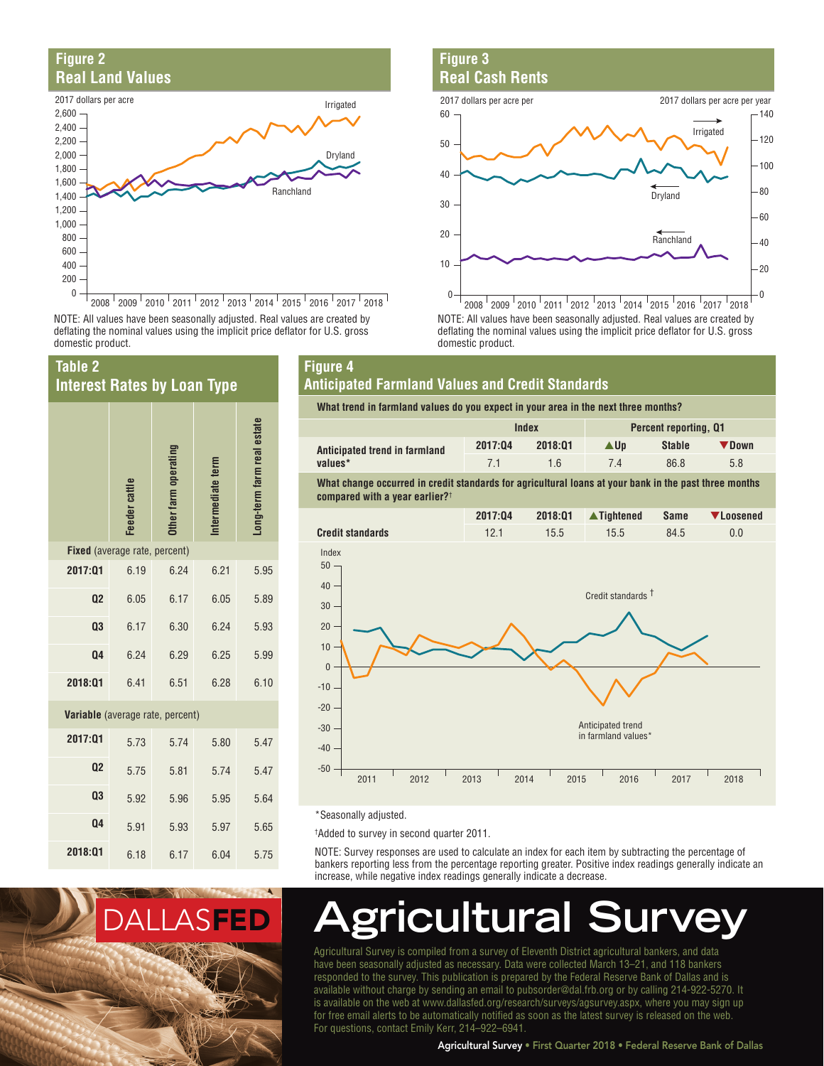## Figure 2
## Real Land Values

2017 dollars per acre

2,600
2,400
2,200
2,000
1,800
1,600
1,400
1,200
1,000
800
600
400
200
0

2008 2009 2010 2011 2012 2013 2014 2015 2016 2017 2018

Irrigated

Dryland

Ranchland

NOTE: All values have been seasonally adjusted. Real values are created by deflating the nominal values using the implicit price deflator for U.S. gross domestic product.

## Figure 3
## Real Cash Rents

2017 dollars per acre per

2017 dollars per acre per year

60
50
40
30
20
10
0

140
120
100
80
60
40
20
0

2008 2009 2010 2011 2012 2013 2014 2015 2016 2017 2018

Irrigated

Dryland

Ranchland

NOTE: All values have been seasonally adjusted. Real values are created by deflating the nominal values using the implicit price deflator for U.S. gross domestic product.

## Table 2
## Interest Rates by Loan Type

| | Feeder cattle | Other farm operating | Intermediate term | Long-term farm real estate |
|---|---|---|---|---|
| **Fixed** (average rate, percent) | | | | |
| **2017:Q1** | 6.19 | 6.24 | 6.21 | 5.95 |
| **Q2** | 6.05 | 6.17 | 6.05 | 5.89 |
| **Q3** | 6.17 | 6.30 | 6.24 | 5.93 |
| **Q4** | 6.24 | 6.29 | 6.25 | 5.99 |
| **2018:Q1** | 6.41 | 6.51 | 6.28 | 6.10 |
| **Variable** (average rate, percent) | | | | |
| **2017:Q1** | 5.73 | 5.74 | 5.80 | 5.47 |
| **Q2** | 5.75 | 5.81 | 5.74 | 5.47 |
| **Q3** | 5.92 | 5.96 | 5.95 | 5.64 |
| **Q4** | 5.91 | 5.93 | 5.97 | 5.65 |
| **2018:Q1** | 6.18 | 6.17 | 6.04 | 5.75 |

## Figure 4
## Anticipated Farmland Values and Credit Standards

**What trend in farmland values do you expect in your area in the next three months?**

| | Index | | Percent reporting, Q1 | | |
|---|---|---|---|---|---|
| | 2017:Q4 | 2018:Q1 | ▲Up | Stable | ▼Down |
| Anticipated trend in farmland values* | 7.1 | 1.6 | 7.4 | 86.8 | 5.8 |

**What change occurred in credit standards for agricultural loans at your bank in the past three months compared with a year earlier?†**

| | 2017:Q4 | 2018:Q1 | ▲Tightened | Same | ▼Loosened |
|---|---|---|---|---|---|
| Credit standards | 12.1 | 15.5 | 15.5 | 84.5 | 0.0 |

Index

50
40
30
20
10
0
-10
-20
-30
-40
-50

2011 2012 2013 2014 2015 2016 2017 2018

Credit standards †

Anticipated trend in farmland values*

*Seasonally adjusted.

†Added to survey in second quarter 2011.

NOTE: Survey responses are used to calculate an index for each item by subtracting the percentage of bankers reporting less from the percentage reporting greater. Positive index readings generally indicate an increase, while negative index readings generally indicate a decrease.

DALLASFED

# Agricultural Survey

Agricultural Survey is compiled from a survey of Eleventh District agricultural bankers, and data have been seasonally adjusted as necessary. Data were collected March 13–21, and 118 bankers responded to the survey. This publication is prepared by the Federal Reserve Bank of Dallas and is available without charge by sending an email to pubsorder@dal.frb.org or by calling 214-922-5270. It is available on the web at www.dallasfed.org/research/surveys/agsurvey.aspx, where you may sign up for free email alerts to be automatically notified as soon as the latest survey is released on the web. For questions, contact Emily Kerr, 214–922–6941.